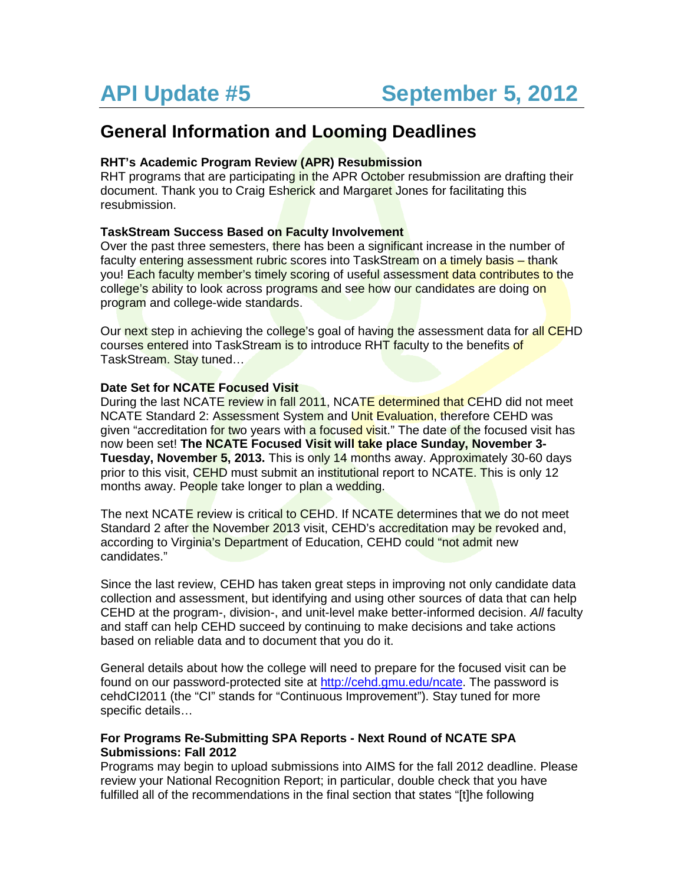# API Update #5 September 5, 2012

## General Information and Looming Deadlines

**RHT's Academic Program Review (APR) Resubmission**
RHT programs that are participating in the APR October resubmission are drafting their document. Thank you to Craig Esherick and Margaret Jones for facilitating this resubmission.

**TaskStream Success Based on Faculty Involvement**
Over the past three semesters, there has been a significant increase in the number of faculty entering assessment rubric scores into TaskStream on a timely basis – thank you! Each faculty member's timely scoring of useful assessment data contributes to the college's ability to look across programs and see how our candidates are doing on program and college-wide standards.

Our next step in achieving the college's goal of having the assessment data for all CEHD courses entered into TaskStream is to introduce RHT faculty to the benefits of TaskStream. Stay tuned…

**Date Set for NCATE Focused Visit**
During the last NCATE review in fall 2011, NCATE determined that CEHD did not meet NCATE Standard 2: Assessment System and Unit Evaluation, therefore CEHD was given "accreditation for two years with a focused visit." The date of the focused visit has now been set! **The NCATE Focused Visit will take place Sunday, November 3-Tuesday, November 5, 2013.** This is only 14 months away. Approximately 30-60 days prior to this visit, CEHD must submit an institutional report to NCATE. This is only 12 months away. People take longer to plan a wedding.

The next NCATE review is critical to CEHD. If NCATE determines that we do not meet Standard 2 after the November 2013 visit, CEHD's accreditation may be revoked and, according to Virginia's Department of Education, CEHD could "not admit new candidates."

Since the last review, CEHD has taken great steps in improving not only candidate data collection and assessment, but identifying and using other sources of data that can help CEHD at the program-, division-, and unit-level make better-informed decision. *All* faculty and staff can help CEHD succeed by continuing to make decisions and take actions based on reliable data and to document that you do it.

General details about how the college will need to prepare for the focused visit can be found on our password-protected site at [http://cehd.gmu.edu/ncate](http://cehd.gmu.edu/ncate). The password is cehdCI2011 (the "CI" stands for "Continuous Improvement"). Stay tuned for more specific details…

**For Programs Re-Submitting SPA Reports - Next Round of NCATE SPA Submissions: Fall 2012**
Programs may begin to upload submissions into AIMS for the fall 2012 deadline. Please review your National Recognition Report; in particular, double check that you have fulfilled all of the recommendations in the final section that states "[t]he following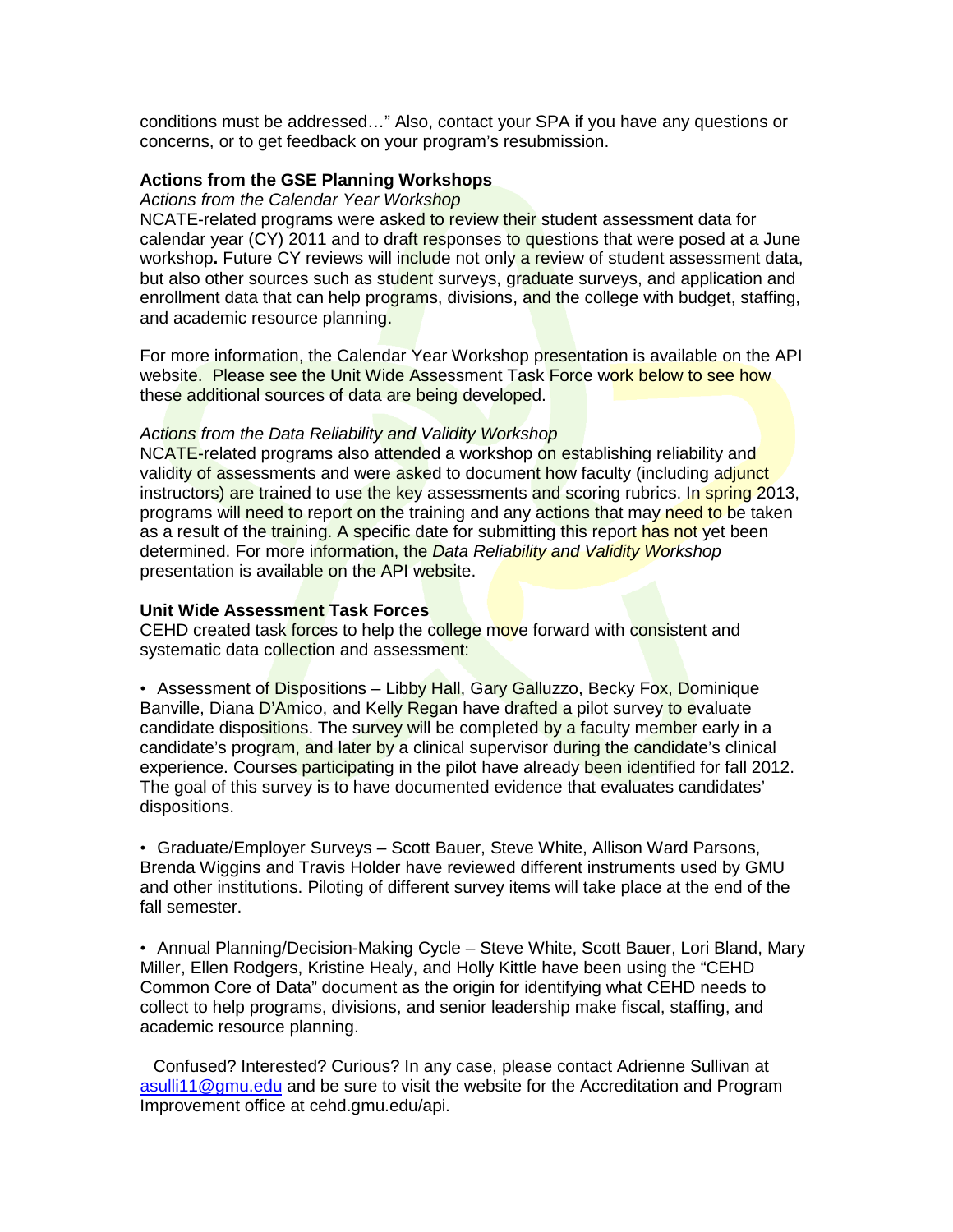conditions must be addressed…" Also, contact your SPA if you have any questions or concerns, or to get feedback on your program's resubmission.

**Actions from the GSE Planning Workshops**

*Actions from the Calendar Year Workshop*

NCATE-related programs were asked to review their student assessment data for calendar year (CY) 2011 and to draft responses to questions that were posed at a June workshop**.** Future CY reviews will include not only a review of student assessment data, but also other sources such as student surveys, graduate surveys, and application and enrollment data that can help programs, divisions, and the college with budget, staffing, and academic resource planning.

For more information, the Calendar Year Workshop presentation is available on the API website. Please see the Unit Wide Assessment Task Force work below to see how these additional sources of data are being developed.

*Actions from the Data Reliability and Validity Workshop*

NCATE-related programs also attended a workshop on establishing reliability and validity of assessments and were asked to document how faculty (including adjunct instructors) are trained to use the key assessments and scoring rubrics. In spring 2013, programs will need to report on the training and any actions that may need to be taken as a result of the training. A specific date for submitting this report has not yet been determined. For more information, the *Data Reliability and Validity Workshop* presentation is available on the API website.

**Unit Wide Assessment Task Forces**

CEHD created task forces to help the college move forward with consistent and systematic data collection and assessment:

- Assessment of Dispositions – Libby Hall, Gary Galluzzo, Becky Fox, Dominique Banville, Diana D'Amico, and Kelly Regan have drafted a pilot survey to evaluate candidate dispositions. The survey will be completed by a faculty member early in a candidate's program, and later by a clinical supervisor during the candidate's clinical experience. Courses participating in the pilot have already been identified for fall 2012. The goal of this survey is to have documented evidence that evaluates candidates' dispositions.

- Graduate/Employer Surveys – Scott Bauer, Steve White, Allison Ward Parsons, Brenda Wiggins and Travis Holder have reviewed different instruments used by GMU and other institutions. Piloting of different survey items will take place at the end of the fall semester.

- Annual Planning/Decision-Making Cycle – Steve White, Scott Bauer, Lori Bland, Mary Miller, Ellen Rodgers, Kristine Healy, and Holly Kittle have been using the "CEHD Common Core of Data" document as the origin for identifying what CEHD needs to collect to help programs, divisions, and senior leadership make fiscal, staffing, and academic resource planning.

Confused? Interested? Curious? In any case, please contact Adrienne Sullivan at asulli11@gmu.edu and be sure to visit the website for the Accreditation and Program Improvement office at cehd.gmu.edu/api.